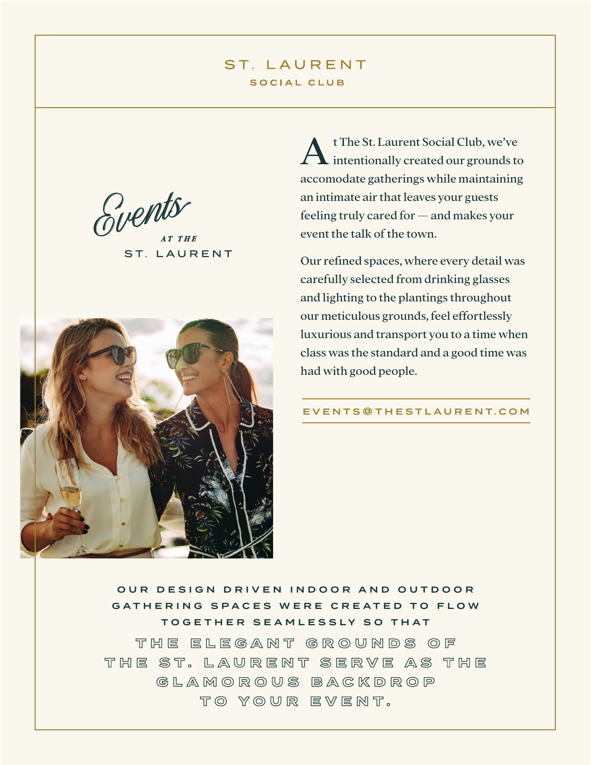# ST. LAURENT
## SOCIAL CLUB

*Events*

AT THE

ST. LAURENT

At The St. Laurent Social Club, we've intentionally created our grounds to accomodate gatherings while maintaining an intimate air that leaves your guests feeling truly cared for — and makes your event the talk of the town.

Our refined spaces, where every detail was carefully selected from drinking glasses and lighting to the plantings throughout our meticulous grounds, feel effortlessly luxurious and transport you to a time when class was the standard and a good time was had with good people.

EVENTS@THESTLAURENT.COM

OUR DESIGN DRIVEN INDOOR AND OUTDOOR GATHERING SPACES WERE CREATED TO FLOW TOGETHER SEAMLESSLY SO THAT

THE ELEGANT GROUNDS OF THE ST. LAURENT SERVE AS THE GLAMOROUS BACKDROP TO YOUR EVENT.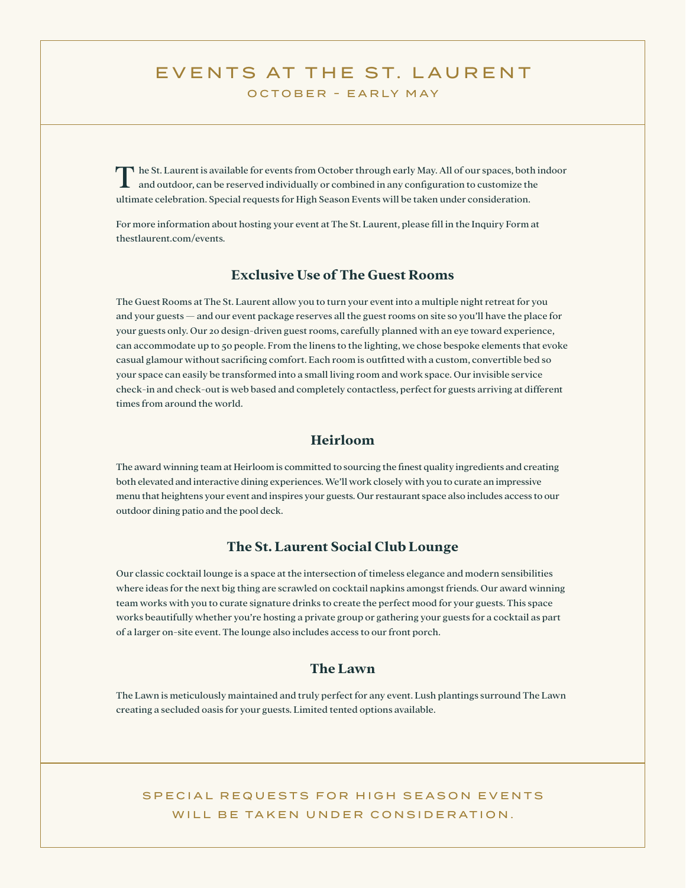# EVENTS AT THE ST. LAURENT

OCTOBER – EARLY MAY

The St. Laurent is available for events from October through early May. All of our spaces, both indoor and outdoor, can be reserved individually or combined in any configuration to customize the ultimate celebration. Special requests for High Season Events will be taken under consideration.

For more information about hosting your event at The St. Laurent, please fill in the Inquiry Form at thestlaurent.com/events.

## Exclusive Use of The Guest Rooms

The Guest Rooms at The St. Laurent allow you to turn your event into a multiple night retreat for you and your guests — and our event package reserves all the guest rooms on site so you'll have the place for your guests only. Our 20 design-driven guest rooms, carefully planned with an eye toward experience, can accommodate up to 50 people. From the linens to the lighting, we chose bespoke elements that evoke casual glamour without sacrificing comfort. Each room is outfitted with a custom, convertible bed so your space can easily be transformed into a small living room and work space. Our invisible service check-in and check-out is web based and completely contactless, perfect for guests arriving at different times from around the world.

## Heirloom

The award winning team at Heirloom is committed to sourcing the finest quality ingredients and creating both elevated and interactive dining experiences. We'll work closely with you to curate an impressive menu that heightens your event and inspires your guests. Our restaurant space also includes access to our outdoor dining patio and the pool deck.

## The St. Laurent Social Club Lounge

Our classic cocktail lounge is a space at the intersection of timeless elegance and modern sensibilities where ideas for the next big thing are scrawled on cocktail napkins amongst friends. Our award winning team works with you to curate signature drinks to create the perfect mood for your guests. This space works beautifully whether you're hosting a private group or gathering your guests for a cocktail as part of a larger on-site event. The lounge also includes access to our front porch.

## The Lawn

The Lawn is meticulously maintained and truly perfect for any event. Lush plantings surround The Lawn creating a secluded oasis for your guests. Limited tented options available.

SPECIAL REQUESTS FOR HIGH SEASON EVENTS WILL BE TAKEN UNDER CONSIDERATION.